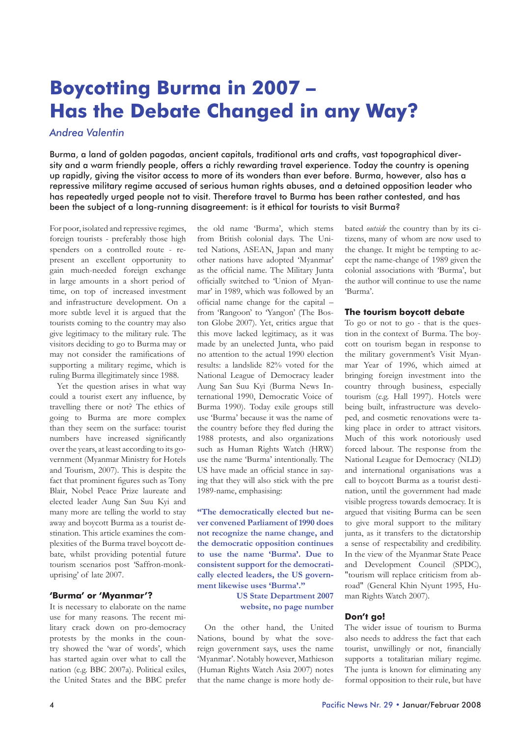# Boycotting Burma in 2007 – Has the Debate Changed in any Way?

*Andrea Valentin*

Burma, a land of golden pagodas, ancient capitals, traditional arts and crafts, vast topographical diversity and a warm friendly people, offers a richly rewarding travel experience. Today the country is opening up rapidly, giving the visitor access to more of its wonders than ever before. Burma, however, also has a repressive military regime accused of serious human rights abuses, and a detained opposition leader who has repeatedly urged people not to visit. Therefore travel to Burma has been rather contested, and has been the subject of a long-running disagreement: is it ethical for tourists to visit Burma?

For poor, isolated and repressive regimes, foreign tourists - preferably those high spenders on a controlled route - represent an excellent opportunity to gain much-needed foreign exchange in large amounts in a short period of time, on top of increased investment and infrastructure development. On a more subtle level it is argued that the tourists coming to the country may also give legitimacy to the military rule. The visitors deciding to go to Burma may or may not consider the ramifications of supporting a military regime, which is ruling Burma illegitimately since 1988.

Yet the question arises in what way could a tourist exert any influence, by travelling there or not? The ethics of going to Burma are more complex than they seem on the surface: tourist numbers have increased significantly over the years, at least according to its government (Myanmar Ministry for Hotels and Tourism, 2007). This is despite the fact that prominent figures such as Tony Blair, Nobel Peace Prize laureate and elected leader Aung San Suu Kyi and many more are telling the world to stay away and boycott Burma as a tourist destination. This article examines the complexities of the Burma travel boycott debate, whilst providing potential future tourism scenarios post 'Saffron-monk-uprising' of late 2007.

## 'Burma' or 'Myanmar'?

It is necessary to elaborate on the name use for many reasons. The recent military crack down on pro-democracy protests by the monks in the country showed the 'war of words', which has started again over what to call the nation (e.g. BBC 2007a). Political exiles, the United States and the BBC prefer the old name 'Burma', which stems from British colonial days. The United Nations, ASEAN, Japan and many other nations have adopted 'Myanmar' as the official name. The Military Junta officially switched to 'Union of Myanmar' in 1989, which was followed by an official name change for the capital – from 'Rangoon' to 'Yangon' (The Boston Globe 2007). Yet, critics argue that this move lacked legitimacy, as it was made by an unelected Junta, who paid no attention to the actual 1990 election results: a landslide 82% voted for the National League of Democracy leader Aung San Suu Kyi (Burma News International 1990, Democratic Voice of Burma 1990). Today exile groups still use 'Burma' because it was the name of the country before they fled during the 1988 protests, and also organizations such as Human Rights Watch (HRW) use the name 'Burma' intentionally. The US have made an official stance in saying that they will also stick with the pre 1989-name, emphasising:

> **"The democratically elected but never convened Parliament of 1990 does not recognize the name change, and the democratic opposition continues to use the name 'Burma'. Due to consistent support for the democratically elected leaders, the US government likewise uses 'Burma'."**
>
> **US State Department 2007 website, no page number**

On the other hand, the United Nations, bound by what the sovereign government says, uses the name 'Myanmar'. Notably however, Mathieson (Human Rights Watch Asia 2007) notes that the name change is more hotly debated *outside* the country than by its citizens, many of whom are now used to the change. It might be tempting to accept the name-change of 1989 given the colonial associations with 'Burma', but the author will continue to use the name 'Burma'.

## The tourism boycott debate

To go or not to go - that is the question in the context of Burma. The boycott on tourism began in response to the military government's Visit Myanmar Year of 1996, which aimed at bringing foreign investment into the country through business, especially tourism (e.g. Hall 1997). Hotels were being built, infrastructure was developed, and cosmetic renovations were taking place in order to attract visitors. Much of this work notoriously used forced labour. The response from the National League for Democracy (NLD) and international organisations was a call to boycott Burma as a tourist destination, until the government had made visible progress towards democracy. It is argued that visiting Burma can be seen to give moral support to the military junta, as it transfers to the dictatorship a sense of respectability and credibility. In the view of the Myanmar State Peace and Development Council (SPDC), "tourism will replace criticism from abroad" (General Khin Nyunt 1995, Human Rights Watch 2007).

## Don't go!

The wider issue of tourism to Burma also needs to address the fact that each tourist, unwillingly or not, financially supports a totalitarian miliary regime. The junta is known for eliminating any formal opposition to their rule, but have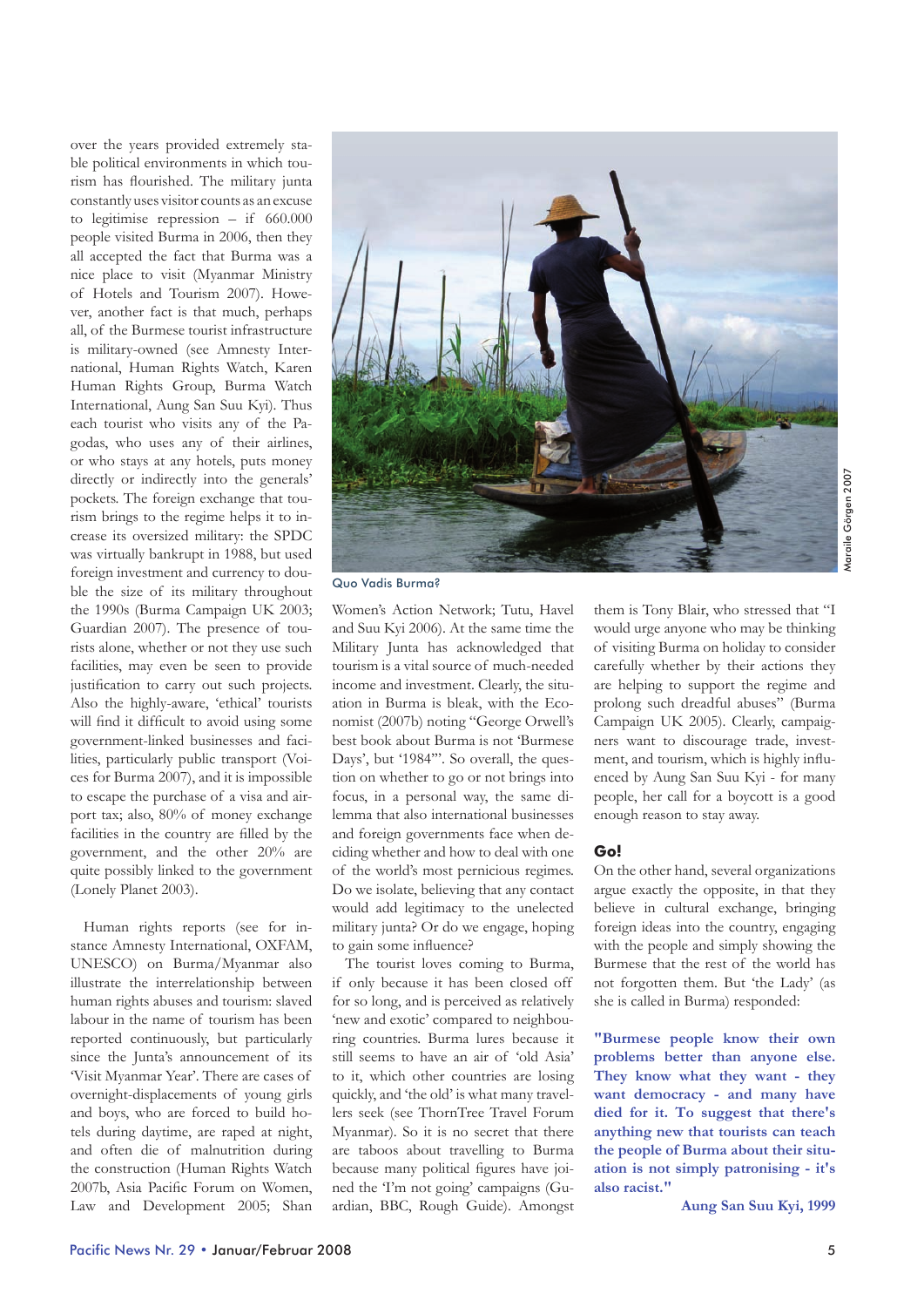over the years provided extremely stable political environments in which tourism has flourished. The military junta constantly uses visitor counts as an excuse to legitimise repression – if 660.000 people visited Burma in 2006, then they all accepted the fact that Burma was a nice place to visit (Myanmar Ministry of Hotels and Tourism 2007). However, another fact is that much, perhaps all, of the Burmese tourist infrastructure is military-owned (see Amnesty International, Human Rights Watch, Karen Human Rights Group, Burma Watch International, Aung San Suu Kyi). Thus each tourist who visits any of the Pagodas, who uses any of their airlines, or who stays at any hotels, puts money directly or indirectly into the generals' pockets. The foreign exchange that tourism brings to the regime helps it to increase its oversized military: the SPDC was virtually bankrupt in 1988, but used foreign investment and currency to double the size of its military throughout the 1990s (Burma Campaign UK 2003; Guardian 2007). The presence of tourists alone, whether or not they use such facilities, may even be seen to provide justification to carry out such projects. Also the highly-aware, 'ethical' tourists will find it difficult to avoid using some government-linked businesses and facilities, particularly public transport (Voices for Burma 2007), and it is impossible to escape the purchase of a visa and airport tax; also, 80% of money exchange facilities in the country are filled by the government, and the other 20% are quite possibly linked to the government (Lonely Planet 2003).

Human rights reports (see for instance Amnesty International, OXFAM, UNESCO) on Burma/Myanmar also illustrate the interrelationship between human rights abuses and tourism: slaved labour in the name of tourism has been reported continuously, but particularly since the Junta's announcement of its 'Visit Myanmar Year'. There are cases of overnight-displacements of young girls and boys, who are forced to build hotels during daytime, are raped at night, and often die of malnutrition during the construction (Human Rights Watch 2007b, Asia Pacific Forum on Women, Law and Development 2005; Shan Women's Action Network; Tutu, Havel and Suu Kyi 2006). At the same time the Military Junta has acknowledged that tourism is a vital source of much-needed income and investment. Clearly, the situation in Burma is bleak, with the Economist (2007b) noting "George Orwell's best book about Burma is not 'Burmese Days', but '1984'". So overall, the question on whether to go or not brings into focus, in a personal way, the same dilemma that also international businesses and foreign governments face when deciding whether and how to deal with one of the world's most pernicious regimes. Do we isolate, believing that any contact would add legitimacy to the unelected military junta? Or do we engage, hoping to gain some influence?

Quo Vadis Burma?

Maraile Görgen 2007

The tourist loves coming to Burma, if only because it has been closed off for so long, and is perceived as relatively 'new and exotic' compared to neighbouring countries. Burma lures because it still seems to have an air of 'old Asia' to it, which other countries are losing quickly, and 'the old' is what many travellers seek (see ThornTree Travel Forum Myanmar). So it is no secret that there are taboos about travelling to Burma because many political figures have joined the 'I'm not going' campaigns (Guardian, BBC, Rough Guide). Amongst them is Tony Blair, who stressed that "I would urge anyone who may be thinking of visiting Burma on holiday to consider carefully whether by their actions they are helping to support the regime and prolong such dreadful abuses" (Burma Campaign UK 2005). Clearly, campaigners want to discourage trade, investment, and tourism, which is highly influenced by Aung San Suu Kyi - for many people, her call for a boycott is a good enough reason to stay away.

### Go!

On the other hand, several organizations argue exactly the opposite, in that they believe in cultural exchange, bringing foreign ideas into the country, engaging with the people and simply showing the Burmese that the rest of the world has not forgotten them. But 'the Lady' (as she is called in Burma) responded:

**"Burmese people know their own problems better than anyone else. They know what they want - they want democracy - and many have died for it. To suggest that there's anything new that tourists can teach the people of Burma about their situation is not simply patronising - it's also racist."**

**Aung San Suu Kyi, 1999**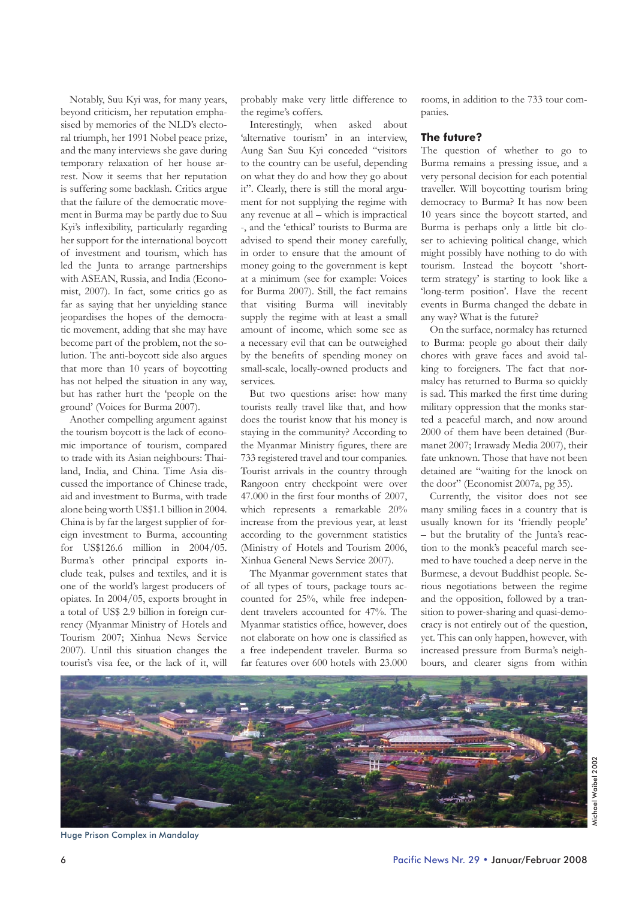Notably, Suu Kyi was, for many years, beyond criticism, her reputation emphasised by memories of the NLD's electoral triumph, her 1991 Nobel peace prize, and the many interviews she gave during temporary relaxation of her house arrest. Now it seems that her reputation is suffering some backlash. Critics argue that the failure of the democratic movement in Burma may be partly due to Suu Kyi's inflexibility, particularly regarding her support for the international boycott of investment and tourism, which has led the Junta to arrange partnerships with ASEAN, Russia, and India (Economist, 2007). In fact, some critics go as far as saying that her unyielding stance jeopardises the hopes of the democratic movement, adding that she may have become part of the problem, not the solution. The anti-boycott side also argues that more than 10 years of boycotting has not helped the situation in any way, but has rather hurt the 'people on the ground' (Voices for Burma 2007).

Another compelling argument against the tourism boycott is the lack of economic importance of tourism, compared to trade with its Asian neighbours: Thailand, India, and China. Time Asia discussed the importance of Chinese trade, aid and investment to Burma, with trade alone being worth US$1.1 billion in 2004. China is by far the largest supplier of foreign investment to Burma, accounting for US$126.6 million in 2004/05. Burma's other principal exports include teak, pulses and textiles, and it is one of the world's largest producers of opiates. In 2004/05, exports brought in a total of US$ 2.9 billion in foreign currency (Myanmar Ministry of Hotels and Tourism 2007; Xinhua News Service 2007). Until this situation changes the tourist's visa fee, or the lack of it, will probably make very little difference to the regime's coffers.

Interestingly, when asked about 'alternative tourism' in an interview, Aung San Suu Kyi conceded "visitors to the country can be useful, depending on what they do and how they go about it". Clearly, there is still the moral argument for not supplying the regime with any revenue at all – which is impractical -, and the 'ethical' tourists to Burma are advised to spend their money carefully, in order to ensure that the amount of money going to the government is kept at a minimum (see for example: Voices for Burma 2007). Still, the fact remains that visiting Burma will inevitably supply the regime with at least a small amount of income, which some see as a necessary evil that can be outweighed by the benefits of spending money on small-scale, locally-owned products and services.

But two questions arise: how many tourists really travel like that, and how does the tourist know that his money is staying in the community? According to the Myanmar Ministry figures, there are 733 registered travel and tour companies. Tourist arrivals in the country through Rangoon entry checkpoint were over 47.000 in the first four months of 2007, which represents a remarkable 20% increase from the previous year, at least according to the government statistics (Ministry of Hotels and Tourism 2006, Xinhua General News Service 2007).

The Myanmar government states that of all types of tours, package tours accounted for 25%, while free independent travelers accounted for 47%. The Myanmar statistics office, however, does not elaborate on how one is classified as a free independent traveler. Burma so far features over 600 hotels with 23.000 rooms, in addition to the 733 tour companies.

### The future?

The question of whether to go to Burma remains a pressing issue, and a very personal decision for each potential traveller. Will boycotting tourism bring democracy to Burma? It has now been 10 years since the boycott started, and Burma is perhaps only a little bit closer to achieving political change, which might possibly have nothing to do with tourism. Instead the boycott 'short-term strategy' is starting to look like a 'long-term position'. Have the recent events in Burma changed the debate in any way? What is the future?

On the surface, normalcy has returned to Burma: people go about their daily chores with grave faces and avoid talking to foreigners. The fact that normalcy has returned to Burma so quickly is sad. This marked the first time during military oppression that the monks started a peaceful march, and now around 2000 of them have been detained (Burmanet 2007; Irrawady Media 2007), their fate unknown. Those that have not been detained are "waiting for the knock on the door" (Economist 2007a, pg 35).

Currently, the visitor does not see many smiling faces in a country that is usually known for its 'friendly people' – but the brutality of the Junta's reaction to the monk's peaceful march seemed to have touched a deep nerve in the Burmese, a devout Buddhist people. Serious negotiations between the regime and the opposition, followed by a transition to power-sharing and quasi-democracy is not entirely out of the question, yet. This can only happen, however, with increased pressure from Burma's neighbours, and clearer signs from within

Huge Prison Complex in Mandalay

Michael Waibel 2002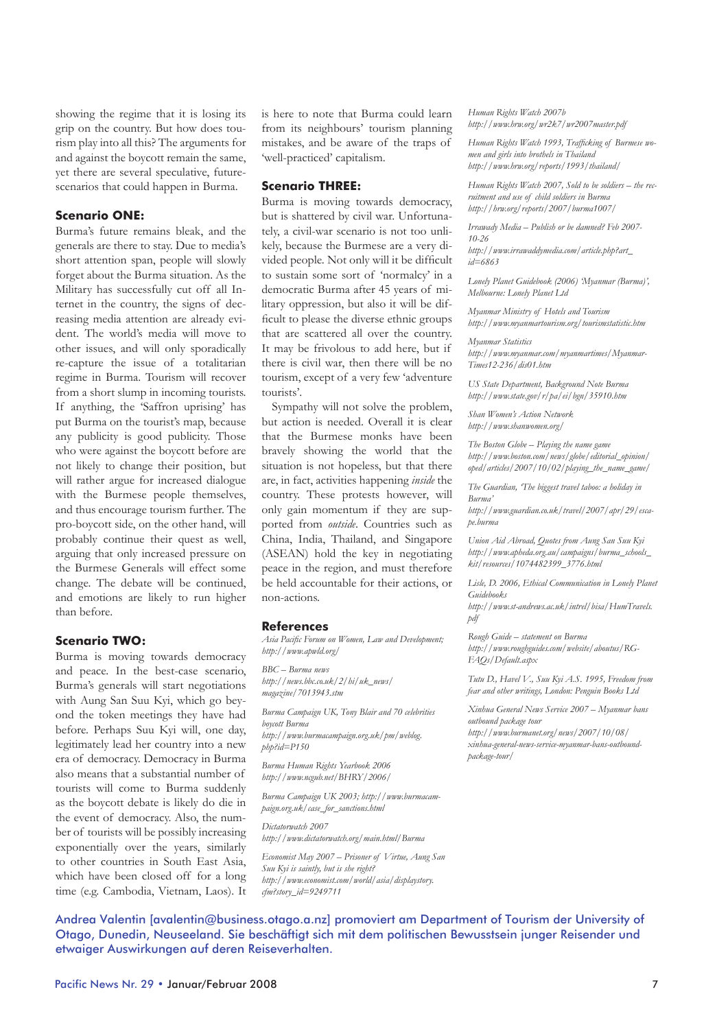showing the regime that it is losing its grip on the country. But how does tourism play into all this? The arguments for and against the boycott remain the same, yet there are several speculative, future-scenarios that could happen in Burma.

### Scenario ONE:

Burma's future remains bleak, and the generals are there to stay. Due to media's short attention span, people will slowly forget about the Burma situation. As the Military has successfully cut off all Internet in the country, the signs of decreasing media attention are already evident. The world's media will move to other issues, and will only sporadically re-capture the issue of a totalitarian regime in Burma. Tourism will recover from a short slump in incoming tourists. If anything, the 'Saffron uprising' has put Burma on the tourist's map, because any publicity is good publicity. Those who were against the boycott before are not likely to change their position, but will rather argue for increased dialogue with the Burmese people themselves, and thus encourage tourism further. The pro-boycott side, on the other hand, will probably continue their quest as well, arguing that only increased pressure on the Burmese Generals will effect some change. The debate will be continued, and emotions are likely to run higher than before.

### Scenario TWO:

Burma is moving towards democracy and peace. In the best-case scenario, Burma's generals will start negotiations with Aung San Suu Kyi, which go beyond the token meetings they have had before. Perhaps Suu Kyi will, one day, legitimately lead her country into a new era of democracy. Democracy in Burma also means that a substantial number of tourists will come to Burma suddenly as the boycott debate is likely do die in the event of democracy. Also, the number of tourists will be possibly increasing exponentially over the years, similarly to other countries in South East Asia, which have been closed off for a long time (e.g. Cambodia, Vietnam, Laos). It is here to note that Burma could learn from its neighbours' tourism planning mistakes, and be aware of the traps of 'well-practiced' capitalism.

### Scenario THREE:

Burma is moving towards democracy, but is shattered by civil war. Unfortunately, a civil-war scenario is not too unlikely, because the Burmese are a very divided people. Not only will it be difficult to sustain some sort of 'normalcy' in a democratic Burma after 45 years of military oppression, but also it will be difficult to please the diverse ethnic groups that are scattered all over the country. It may be frivolous to add here, but if there is civil war, then there will be no tourism, except of a very few 'adventure tourists'.

Sympathy will not solve the problem, but action is needed. Overall it is clear that the Burmese monks have been bravely showing the world that the situation is not hopeless, but that there are, in fact, activities happening *inside* the country. These protests however, will only gain momentum if they are supported from *outside*. Countries such as China, India, Thailand, and Singapore (ASEAN) hold the key in negotiating peace in the region, and must therefore be held accountable for their actions, or non-actions.

### References

*Asia Pacific Forum on Women, Law and Development; http://www.apwld.org/*

*BBC – Burma news http://news.bbc.co.uk/2/hi/uk_news/magazine/7013943.stm*

*Burma Campaign UK, Tony Blair and 70 celebrities boycott Burma http://www.burmacampaign.org.uk/pm/weblog.php?id=P150*

*Burma Human Rights Yearbook 2006 http://www.ncgub.net/BHRY/2006/*

*Burma Campaign UK 2003; http://www.burmacampaign.org.uk/case_for_sanctions.html*

*Dictatorwatch 2007 http://www.dictatorwatch.org/main.html/Burma*

*Economist May 2007 – Prisoner of Virtue, Aung San Suu Kyi is saintly, but is she right? http://www.economist.com/world/asia/displaystory.cfm?story_id=9249711*

*Human Rights Watch 2007b http://www.hrw.org/wr2k7/wr2007master.pdf*

*Human Rights Watch 1993, Trafficking of Burmese women and girls into brothels in Thailand http://www.hrw.org/reports/1993/thailand/*

*Human Rights Watch 2007, Sold to be soldiers – the recruitment and use of child soldiers in Burma http://hrw.org/reports/2007/burma1007/*

*Irrawady Media – Publish or be damned? Feb 2007-10-26 http://www.irrawaddymedia.com/article.php?art_id=6863*

*Lonely Planet Guidebook (2006) 'Myanmar (Burma)', Melbourne: Lonely Planet Ltd*

*Myanmar Ministry of Hotels and Tourism http://www.myanmartourism.org/tourismstatistic.htm*

*Myanmar Statistics http://www.myanmar.com/myanmartimes/MyanmarTimes12-236/dis01.htm*

*US State Department, Background Note Burma http://www.state.gov/r/pa/ei/bgn/35910.htm*

*Shan Women's Action Network http://www.shanwomen.org/*

*The Boston Globe – Playing the name game http://www.boston.com/news/globe/editorial_opinion/oped/articles/2007/10/02/playing_the_name_game/*

*The Guardian, 'The biggest travel taboo: a holiday in Burma' http://www.guardian.co.uk/travel/2007/apr/29/escape.burma*

*Union Aid Abroad, Quotes from Aung San Suu Kyi http://www.apheda.org.au/campaigns/burma_schools_kit/resources/1074482399_3776.html*

*Lisle, D. 2006, Ethical Communication in Lonely Planet Guidebooks http://www.st-andrews.ac.uk/intrel/bisa/HumTravels.pdf*

*Rough Guide – statement on Burma http://www.roughguides.com/website/aboutus/RGFAQs/Default.aspx*

*Tutu D., Havel V., Suu Kyi A.S. 1995, Freedom from fear and other writings, London: Penguin Books Ltd*

*Xinhua General News Service 2007 – Myanmar bans outbound package tour http://www.burmanet.org/news/2007/10/08/xinhua-general-news-service-myanmar-bans-outbound-package-tour/*

Andrea Valentin [avalentin@business.otago.a.nz] promoviert am Department of Tourism der University of Otago, Dunedin, Neuseeland. Sie beschäftigt sich mit dem politischen Bewusstsein junger Reisender und etwaiger Auswirkungen auf deren Reiseverhalten.